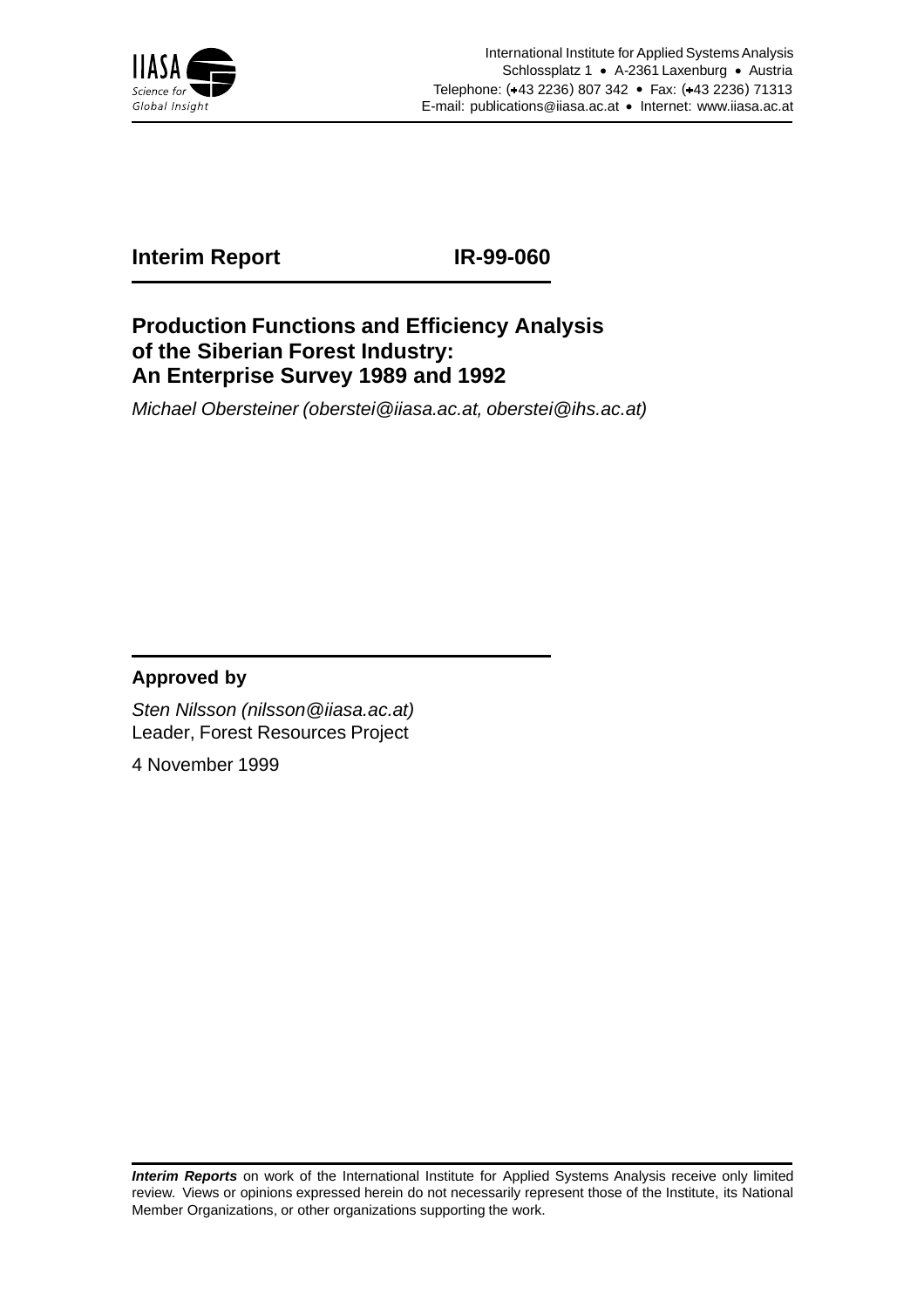International Institute for Applied Systems Analysis
Schlossplatz 1 • A-2361 Laxenburg • Austria
Telephone: (+43 2236) 807 342 • Fax: (+43 2236) 71313
E-mail: publications@iiasa.ac.at • Internet: www.iiasa.ac.at

**Interim Report** **IR-99-060**

# Production Functions and Efficiency Analysis of the Siberian Forest Industry: An Enterprise Survey 1989 and 1992

*Michael Obersteiner (oberstei@iiasa.ac.at, oberstei@ihs.ac.at)*

**Approved by**

*Sten Nilsson (nilsson@iiasa.ac.at)*
Leader, Forest Resources Project

4 November 1999

***Interim Reports*** on work of the International Institute for Applied Systems Analysis receive only limited review. Views or opinions expressed herein do not necessarily represent those of the Institute, its National Member Organizations, or other organizations supporting the work.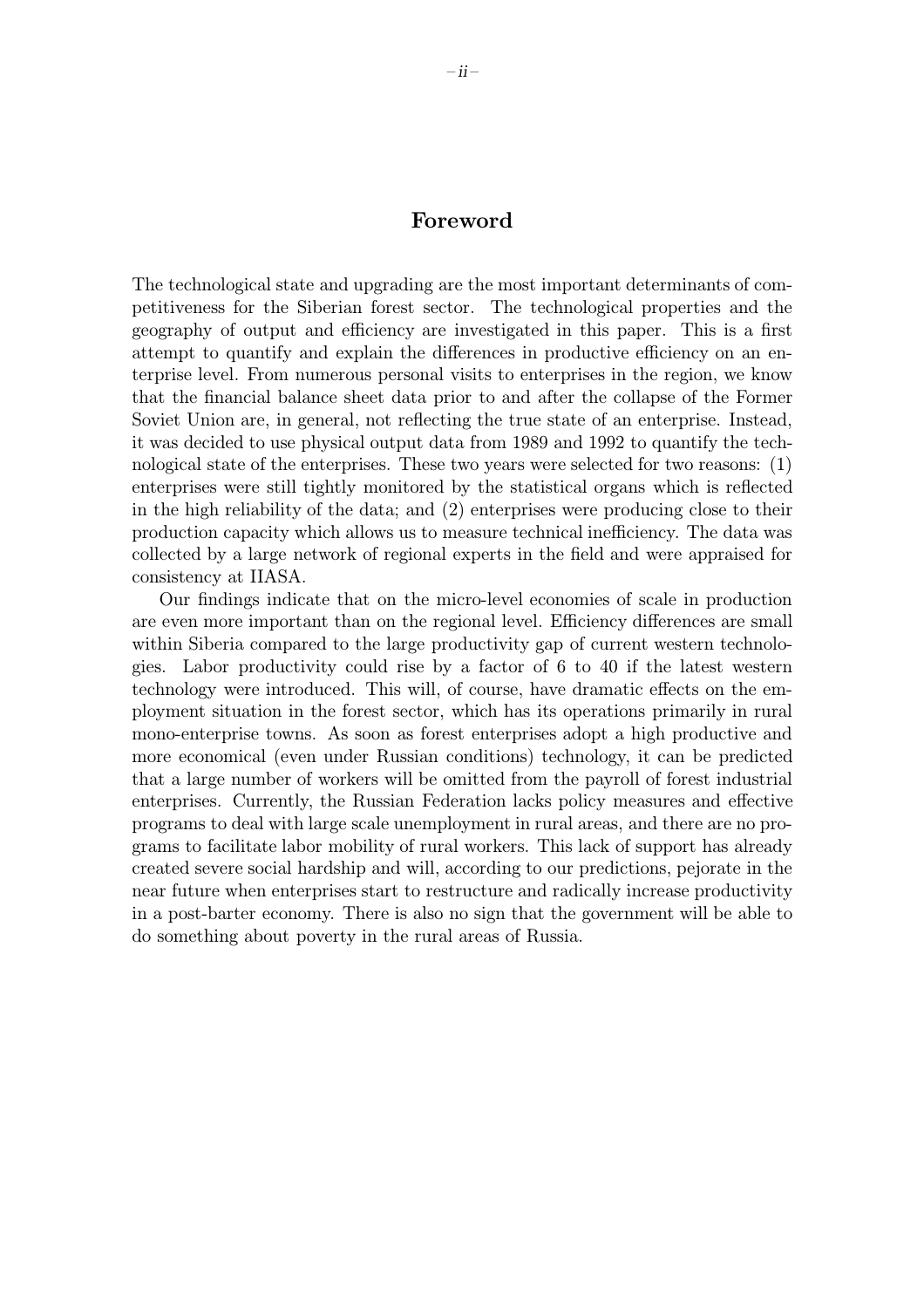# Foreword

The technological state and upgrading are the most important determinants of competitiveness for the Siberian forest sector. The technological properties and the geography of output and efficiency are investigated in this paper. This is a first attempt to quantify and explain the differences in productive efficiency on an enterprise level. From numerous personal visits to enterprises in the region, we know that the financial balance sheet data prior to and after the collapse of the Former Soviet Union are, in general, not reflecting the true state of an enterprise. Instead, it was decided to use physical output data from 1989 and 1992 to quantify the technological state of the enterprises. These two years were selected for two reasons: (1) enterprises were still tightly monitored by the statistical organs which is reflected in the high reliability of the data; and (2) enterprises were producing close to their production capacity which allows us to measure technical inefficiency. The data was collected by a large network of regional experts in the field and were appraised for consistency at IIASA.

Our findings indicate that on the micro-level economies of scale in production are even more important than on the regional level. Efficiency differences are small within Siberia compared to the large productivity gap of current western technologies. Labor productivity could rise by a factor of 6 to 40 if the latest western technology were introduced. This will, of course, have dramatic effects on the employment situation in the forest sector, which has its operations primarily in rural mono-enterprise towns. As soon as forest enterprises adopt a high productive and more economical (even under Russian conditions) technology, it can be predicted that a large number of workers will be omitted from the payroll of forest industrial enterprises. Currently, the Russian Federation lacks policy measures and effective programs to deal with large scale unemployment in rural areas, and there are no programs to facilitate labor mobility of rural workers. This lack of support has already created severe social hardship and will, according to our predictions, pejorate in the near future when enterprises start to restructure and radically increase productivity in a post-barter economy. There is also no sign that the government will be able to do something about poverty in the rural areas of Russia.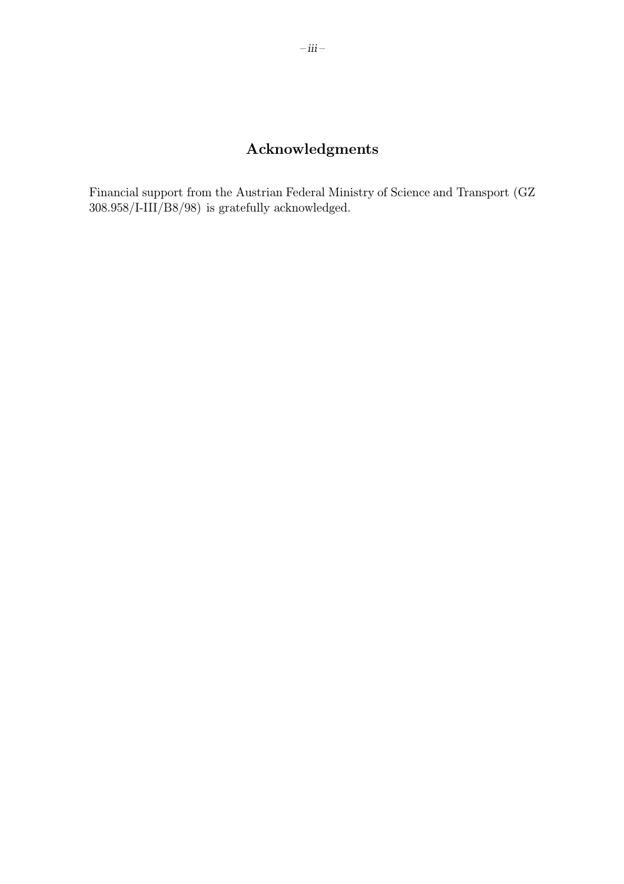## Acknowledgments

Financial support from the Austrian Federal Ministry of Science and Transport (GZ 308.958/I-III/B8/98) is gratefully acknowledged.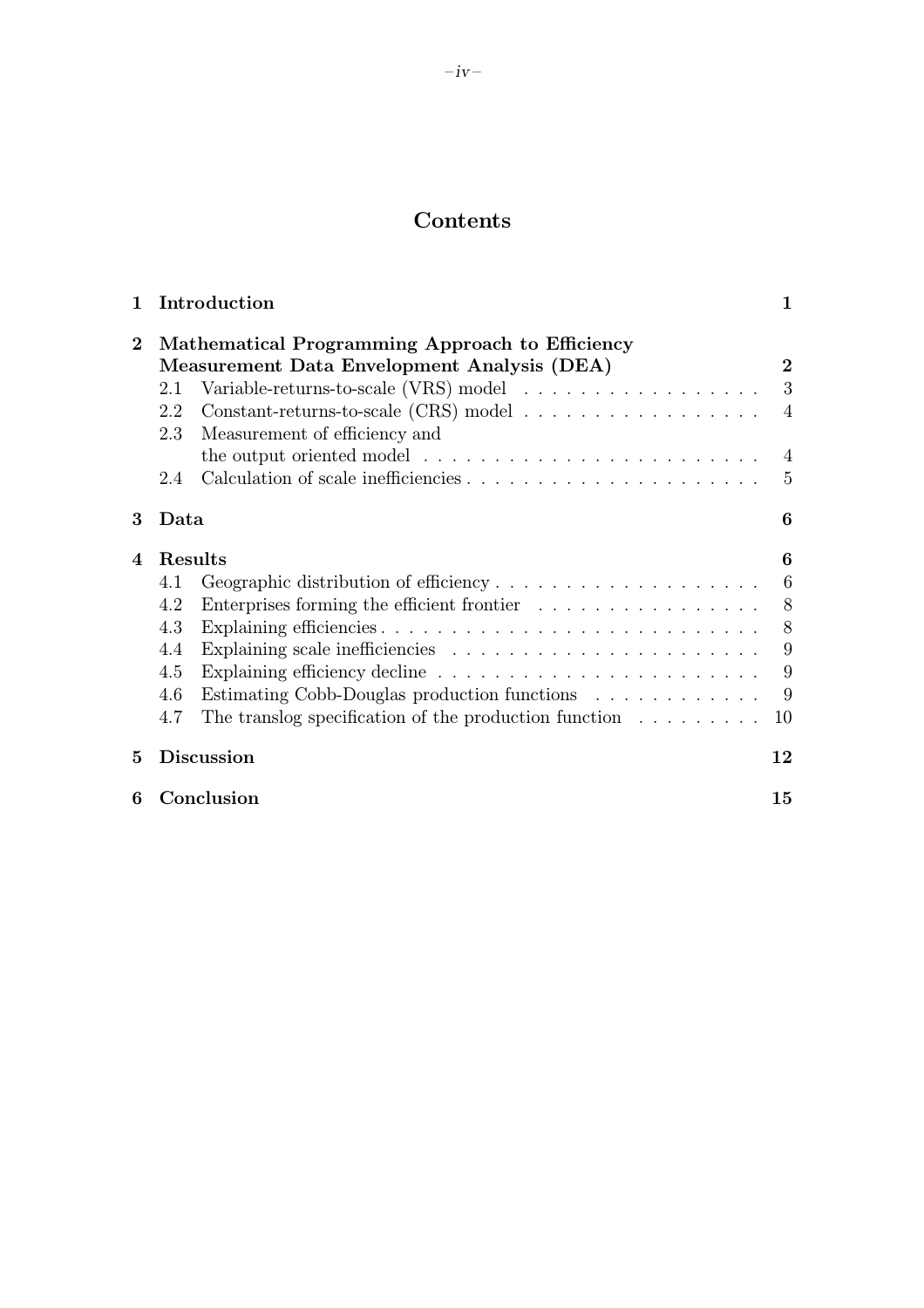# Contents

**1 Introduction** **1**

**2 Mathematical Programming Approach to Efficiency Measurement Data Envelopment Analysis (DEA)** **2**

- 2.1 Variable-returns-to-scale (VRS) model . . . . . . . . . . . . . . . . . . 3
- 2.2 Constant-returns-to-scale (CRS) model . . . . . . . . . . . . . . . . . . 4
- 2.3 Measurement of efficiency and the output oriented model . . . . . . . . . . . . . . . . . . . . . . . . 4
- 2.4 Calculation of scale inefficiencies . . . . . . . . . . . . . . . . . . . . . 5

**3 Data** **6**

**4 Results** **6**

- 4.1 Geographic distribution of efficiency . . . . . . . . . . . . . . . . . . . 6
- 4.2 Enterprises forming the efficient frontier . . . . . . . . . . . . . . . . . 8
- 4.3 Explaining efficiencies . . . . . . . . . . . . . . . . . . . . . . . . . . . 8
- 4.4 Explaining scale inefficiencies . . . . . . . . . . . . . . . . . . . . . . 9
- 4.5 Explaining efficiency decline . . . . . . . . . . . . . . . . . . . . . . . 9
- 4.6 Estimating Cobb-Douglas production functions . . . . . . . . . . . . 9
- 4.7 The translog specification of the production function . . . . . . . . . 10

**5 Discussion** **12**

**6 Conclusion** **15**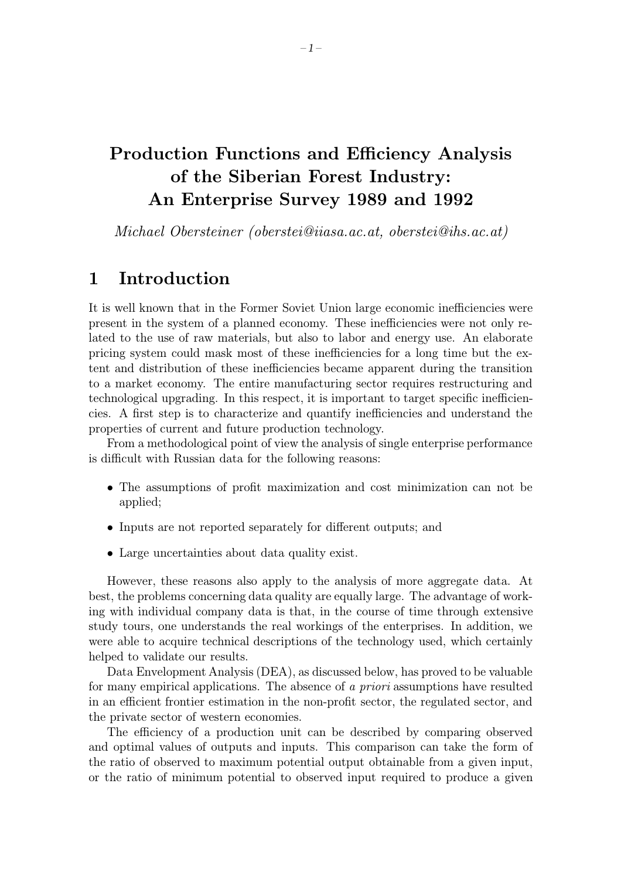# Production Functions and Efficiency Analysis of the Siberian Forest Industry: An Enterprise Survey 1989 and 1992

*Michael Obersteiner (oberstei@iiasa.ac.at, oberstei@ihs.ac.at)*

## 1 Introduction

It is well known that in the Former Soviet Union large economic inefficiencies were present in the system of a planned economy. These inefficiencies were not only related to the use of raw materials, but also to labor and energy use. An elaborate pricing system could mask most of these inefficiencies for a long time but the extent and distribution of these inefficiencies became apparent during the transition to a market economy. The entire manufacturing sector requires restructuring and technological upgrading. In this respect, it is important to target specific inefficiencies. A first step is to characterize and quantify inefficiencies and understand the properties of current and future production technology.

From a methodological point of view the analysis of single enterprise performance is difficult with Russian data for the following reasons:

- The assumptions of profit maximization and cost minimization can not be applied;
- Inputs are not reported separately for different outputs; and
- Large uncertainties about data quality exist.

However, these reasons also apply to the analysis of more aggregate data. At best, the problems concerning data quality are equally large. The advantage of working with individual company data is that, in the course of time through extensive study tours, one understands the real workings of the enterprises. In addition, we were able to acquire technical descriptions of the technology used, which certainly helped to validate our results.

Data Envelopment Analysis (DEA), as discussed below, has proved to be valuable for many empirical applications. The absence of *a priori* assumptions have resulted in an efficient frontier estimation in the non-profit sector, the regulated sector, and the private sector of western economies.

The efficiency of a production unit can be described by comparing observed and optimal values of outputs and inputs. This comparison can take the form of the ratio of observed to maximum potential output obtainable from a given input, or the ratio of minimum potential to observed input required to produce a given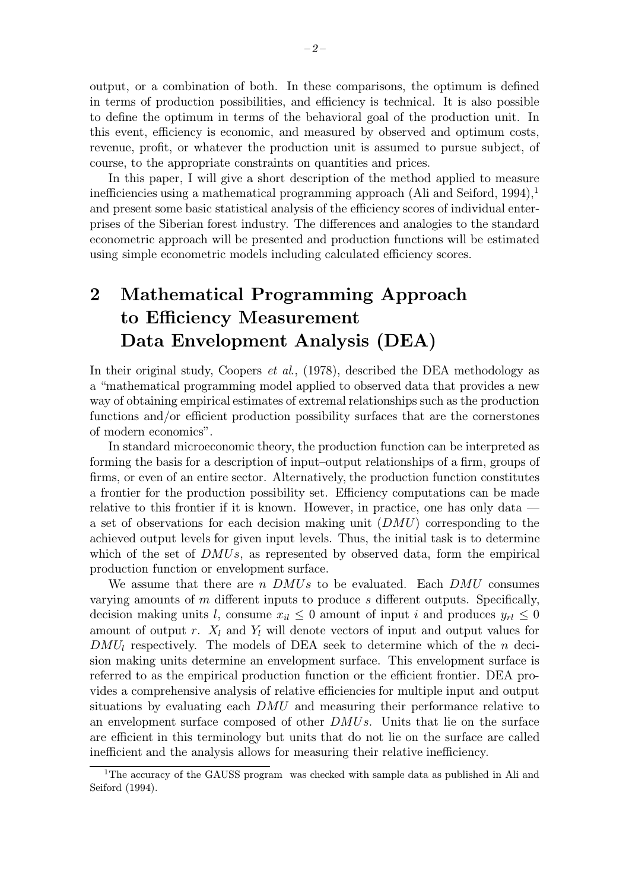output, or a combination of both. In these comparisons, the optimum is defined in terms of production possibilities, and efficiency is technical. It is also possible to define the optimum in terms of the behavioral goal of the production unit. In this event, efficiency is economic, and measured by observed and optimum costs, revenue, profit, or whatever the production unit is assumed to pursue subject, of course, to the appropriate constraints on quantities and prices.

In this paper, I will give a short description of the method applied to measure inefficiencies using a mathematical programming approach (Ali and Seiford, 1994),[1] and present some basic statistical analysis of the efficiency scores of individual enterprises of the Siberian forest industry. The differences and analogies to the standard econometric approach will be presented and production functions will be estimated using simple econometric models including calculated efficiency scores.

## 2 Mathematical Programming Approach to Efficiency Measurement Data Envelopment Analysis (DEA)

In their original study, Coopers *et al.*, (1978), described the DEA methodology as a "mathematical programming model applied to observed data that provides a new way of obtaining empirical estimates of extremal relationships such as the production functions and/or efficient production possibility surfaces that are the cornerstones of modern economics".

In standard microeconomic theory, the production function can be interpreted as forming the basis for a description of input–output relationships of a firm, groups of firms, or even of an entire sector. Alternatively, the production function constitutes a frontier for the production possibility set. Efficiency computations can be made relative to this frontier if it is known. However, in practice, one has only data — a set of observations for each decision making unit ($DMU$) corresponding to the achieved output levels for given input levels. Thus, the initial task is to determine which of the set of $DMUs$, as represented by observed data, form the empirical production function or envelopment surface.

We assume that there are $n$ $DMUs$ to be evaluated. Each $DMU$ consumes varying amounts of $m$ different inputs to produce $s$ different outputs. Specifically, decision making units $l$, consume $x_{il} \leq 0$ amount of input $i$ and produces $y_{rl} \leq 0$ amount of output $r$. $X_l$ and $Y_l$ will denote vectors of input and output values for $DMU_l$ respectively. The models of DEA seek to determine which of the $n$ decision making units determine an envelopment surface. This envelopment surface is referred to as the empirical production function or the efficient frontier. DEA provides a comprehensive analysis of relative efficiencies for multiple input and output situations by evaluating each $DMU$ and measuring their performance relative to an envelopment surface composed of other $DMUs$. Units that lie on the surface are efficient in this terminology but units that do not lie on the surface are called inefficient and the analysis allows for measuring their relative inefficiency.

[1]The accuracy of the GAUSS program was checked with sample data as published in Ali and Seiford (1994).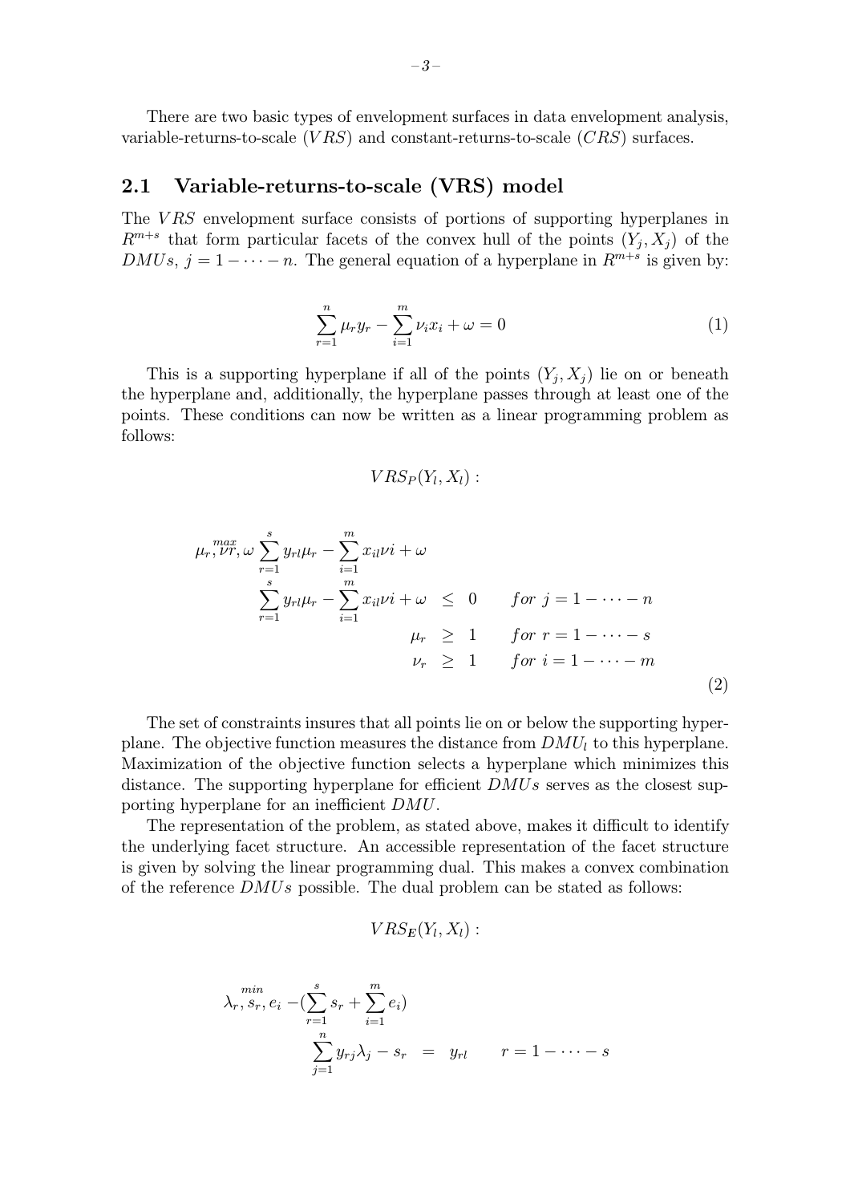There are two basic types of envelopment surfaces in data envelopment analysis, variable-returns-to-scale ($VRS$) and constant-returns-to-scale ($CRS$) surfaces.

## 2.1 Variable-returns-to-scale (VRS) model

The $VRS$ envelopment surface consists of portions of supporting hyperplanes in $R^{m+s}$ that form particular facets of the convex hull of the points $(Y_j, X_j)$ of the $DMUs$, $j = 1 - \cdots - n$. The general equation of a hyperplane in $R^{m+s}$ is given by:

$$\sum_{r=1}^{n} \mu_r y_r - \sum_{i=1}^{m} \nu_i x_i + \omega = 0 \tag{1}$$

This is a supporting hyperplane if all of the points $(Y_j, X_j)$ lie on or beneath the hyperplane and, additionally, the hyperplane passes through at least one of the points. These conditions can now be written as a linear programming problem as follows:

$$VRS_P(Y_l, X_l):$$

$$\begin{array}{lrcll}
\displaystyle \max_{\mu_r, \nu r, \omega} \sum_{r=1}^{s} y_{rl}\mu_r - \sum_{i=1}^{m} x_{il}\nu i + \omega & & & & \\
\displaystyle \sum_{r=1}^{s} y_{rl}\mu_r - \sum_{i=1}^{m} x_{il}\nu i + \omega & \leq & 0 & & for\ j = 1 - \cdots - n \\
\mu_r & \geq & 1 & & for\ r = 1 - \cdots - s \\
\nu_r & \geq & 1 & & for\ i = 1 - \cdots - m
\end{array} \tag{2}$$

The set of constraints insures that all points lie on or below the supporting hyperplane. The objective function measures the distance from $DMU_l$ to this hyperplane. Maximization of the objective function selects a hyperplane which minimizes this distance. The supporting hyperplane for efficient $DMUs$ serves as the closest supporting hyperplane for an inefficient $DMU$.

The representation of the problem, as stated above, makes it difficult to identify the underlying facet structure. An accessible representation of the facet structure is given by solving the linear programming dual. This makes a convex combination of the reference $DMUs$ possible. The dual problem can be stated as follows:

$$VRS_{\boldsymbol{E}}(Y_l, X_l):$$

$$\begin{array}{lrcll}
\displaystyle \min_{\lambda_r, s_r, e_i} -\left(\sum_{r=1}^{s} s_r + \sum_{i=1}^{m} e_i\right) & & & & \\
\displaystyle \sum_{j=1}^{n} y_{rj}\lambda_j - s_r & = & y_{rl} & & r = 1 - \cdots - s
\end{array}$$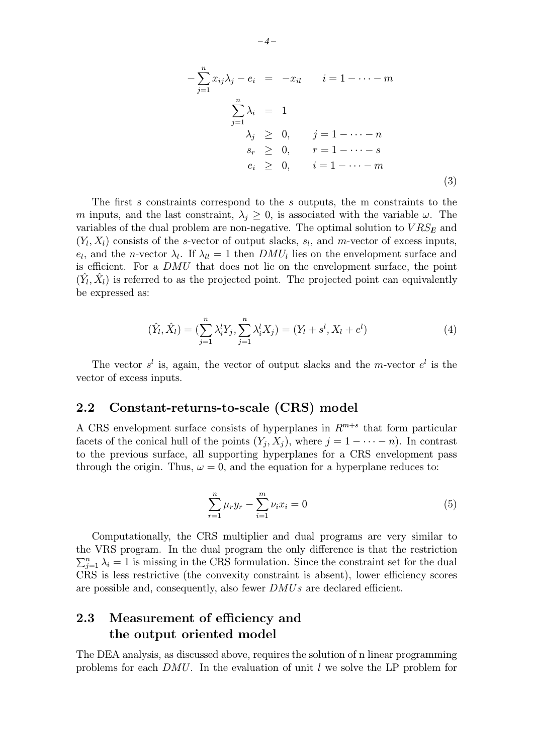$$
\begin{aligned}
-\sum_{j=1}^{n} x_{ij}\lambda_j - e_i &= -x_{il} \qquad i = 1 - \cdots - m \\
\sum_{j=1}^{n} \lambda_i &= 1 \\
\lambda_j &\geq 0, \qquad j = 1 - \cdots - n \\
s_r &\geq 0, \qquad r = 1 - \cdots - s \\
e_i &\geq 0, \qquad i = 1 - \cdots - m
\end{aligned}
\tag{3}
$$

The first s constraints correspond to the $s$ outputs, the m constraints to the $m$ inputs, and the last constraint, $\lambda_j \geq 0$, is associated with the variable $\omega$. The variables of the dual problem are non-negative. The optimal solution to $VRS_{\boldsymbol{E}}$ and $(Y_l, X_l)$ consists of the $s$-vector of output slacks, $s_l$, and $m$-vector of excess inputs, $e_l$, and the $n$-vector $\lambda_l$. If $\lambda_{ll} = 1$ then $DMU_l$ lies on the envelopment surface and is efficient. For a $DMU$ that does not lie on the envelopment surface, the point $(\hat{Y}_l, \hat{X}_l)$ is referred to as the projected point. The projected point can equivalently be expressed as:

$$
(\hat{Y}_l, \hat{X}_l) = (\sum_{j=1}^{n} \lambda_i^l Y_j, \sum_{j=1}^{n} \lambda_i^l X_j) = (Y_l + s^l, X_l + e^l) \tag{4}
$$

The vector $s^l$ is, again, the vector of output slacks and the $m$-vector $e^l$ is the vector of excess inputs.

## 2.2 Constant-returns-to-scale (CRS) model

A CRS envelopment surface consists of hyperplanes in $R^{m+s}$ that form particular facets of the conical hull of the points $(Y_j, X_j)$, where $j = 1 - \cdots - n$). In contrast to the previous surface, all supporting hyperplanes for a CRS envelopment pass through the origin. Thus, $\omega = 0$, and the equation for a hyperplane reduces to:

$$
\sum_{r=1}^{n} \mu_r y_r - \sum_{i=1}^{m} \nu_i x_i = 0 \tag{5}
$$

Computationally, the CRS multiplier and dual programs are very similar to the VRS program. In the dual program the only difference is that the restriction $\sum_{j=1}^{n} \lambda_i = 1$ is missing in the CRS formulation. Since the constraint set for the dual CRS is less restrictive (the convexity constraint is absent), lower efficiency scores are possible and, consequently, also fewer $DMUs$ are declared efficient.

## 2.3 Measurement of efficiency and the output oriented model

The DEA analysis, as discussed above, requires the solution of n linear programming problems for each $DMU$. In the evaluation of unit $l$ we solve the LP problem for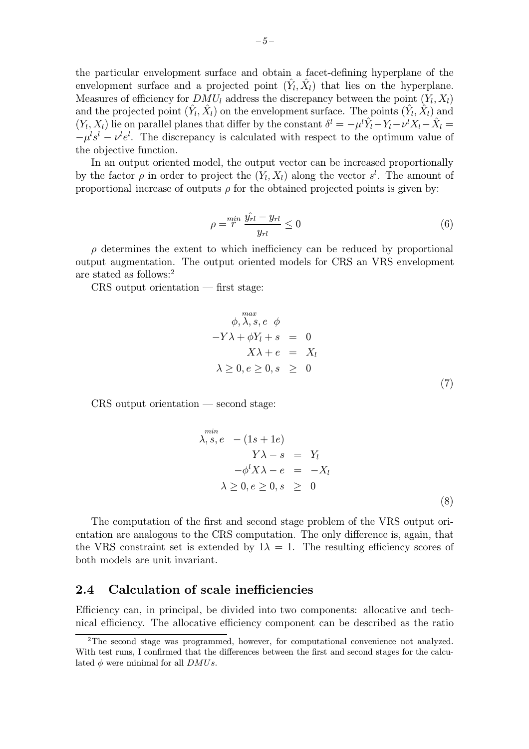the particular envelopment surface and obtain a facet-defining hyperplane of the envelopment surface and a projected point $(\hat{Y}_l, \hat{X}_l)$ that lies on the hyperplane. Measures of efficiency for $DMU_l$ address the discrepancy between the point $(Y_l, X_l)$ and the projected point $(\hat{Y}_l, \hat{X}_l)$ on the envelopment surface. The points $(\hat{Y}_l, \hat{X}_l)$ and $(Y_l, X_l)$ lie on parallel planes that differ by the constant $\delta^l = -\mu^l \hat{Y}_l - Y_l - \nu^l X_l - \hat{X}_l = -\mu^l s^l - \nu^l e^l$. The discrepancy is calculated with respect to the optimum value of the objective function.

In an output oriented model, the output vector can be increased proportionally by the factor $\rho$ in order to project the $(Y_l, X_l)$ along the vector $s^l$. The amount of proportional increase of outputs $\rho$ for the obtained projected points is given by:

$$\rho = \min_r \frac{\hat{y_{rl}} - y_{rl}}{y_{rl}} \leq 0 \tag{6}$$

$\rho$ determines the extent to which inefficiency can be reduced by proportional output augmentation. The output oriented models for CRS an VRS envelopment are stated as follows:[2]

CRS output orientation — first stage:

$$\begin{aligned} \max_{\phi, \lambda, s, e} \ \phi & \\ -Y\lambda + \phi Y_l + s &= 0 \\ X\lambda + e &= X_l \\ \lambda \geq 0, e \geq 0, s &\geq 0 \end{aligned} \tag{7}$$

CRS output orientation — second stage:

$$\begin{aligned} \min_{\lambda, s, e} \ -(1s + 1e) & \\ Y\lambda - s &= Y_l \\ -\phi^l X\lambda - e &= -X_l \\ \lambda \geq 0, e \geq 0, s &\geq 0 \end{aligned} \tag{8}$$

The computation of the first and second stage problem of the VRS output orientation are analogous to the CRS computation. The only difference is, again, that the VRS constraint set is extended by $1\lambda = 1$. The resulting efficiency scores of both models are unit invariant.

## 2.4 Calculation of scale inefficiencies

Efficiency can, in principal, be divided into two components: allocative and technical efficiency. The allocative efficiency component can be described as the ratio

[2] The second stage was programmed, however, for computational convenience not analyzed. With test runs, I confirmed that the differences between the first and second stages for the calculated $\phi$ were minimal for all $DMUs$.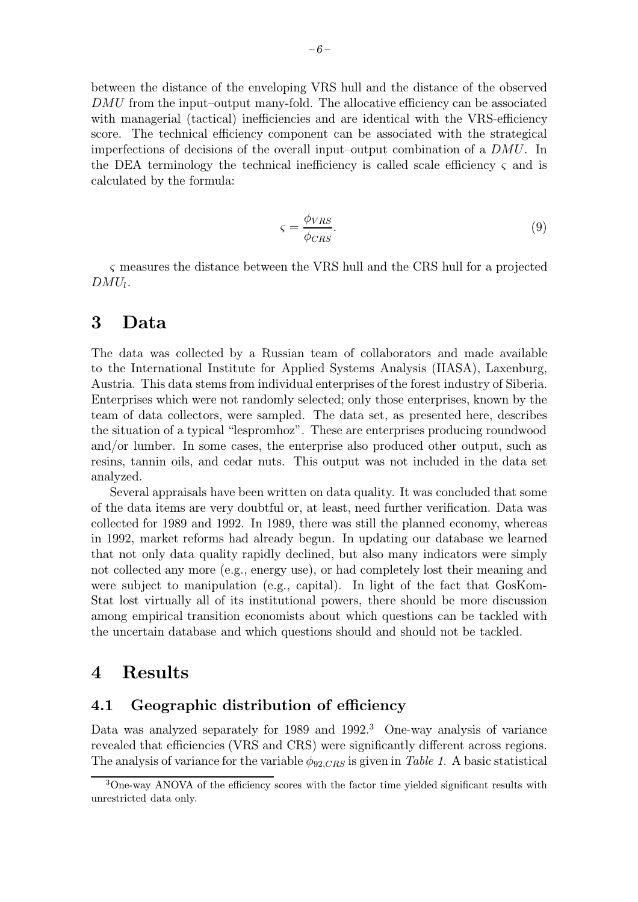between the distance of the enveloping VRS hull and the distance of the observed *DMU* from the input–output many-fold. The allocative efficiency can be associated with managerial (tactical) inefficiencies and are identical with the VRS-efficiency score. The technical efficiency component can be associated with the strategical imperfections of decisions of the overall input–output combination of a *DMU*. In the DEA terminology the technical inefficiency is called scale efficiency $\varsigma$ and is calculated by the formula:

$$\varsigma = \frac{\phi_{VRS}}{\phi_{CRS}}. \tag{9}$$

$\varsigma$ measures the distance between the VRS hull and the CRS hull for a projected $DMU_l$.

# 3 Data

The data was collected by a Russian team of collaborators and made available to the International Institute for Applied Systems Analysis (IIASA), Laxenburg, Austria. This data stems from individual enterprises of the forest industry of Siberia. Enterprises which were not randomly selected; only those enterprises, known by the team of data collectors, were sampled. The data set, as presented here, describes the situation of a typical "lespromhoz". These are enterprises producing roundwood and/or lumber. In some cases, the enterprise also produced other output, such as resins, tannin oils, and cedar nuts. This output was not included in the data set analyzed.

Several appraisals have been written on data quality. It was concluded that some of the data items are very doubtful or, at least, need further verification. Data was collected for 1989 and 1992. In 1989, there was still the planned economy, whereas in 1992, market reforms had already begun. In updating our database we learned that not only data quality rapidly declined, but also many indicators were simply not collected any more (e.g., energy use), or had completely lost their meaning and were subject to manipulation (e.g., capital). In light of the fact that GosKomStat lost virtually all of its institutional powers, there should be more discussion among empirical transition economists about which questions can be tackled with the uncertain database and which questions should and should not be tackled.

# 4 Results

## 4.1 Geographic distribution of efficiency

Data was analyzed separately for 1989 and 1992.[3] One-way analysis of variance revealed that efficiencies (VRS and CRS) were significantly different across regions. The analysis of variance for the variable $\phi_{92,CRS}$ is given in *Table 1.* A basic statistical

[3] One-way ANOVA of the efficiency scores with the factor time yielded significant results with unrestricted data only.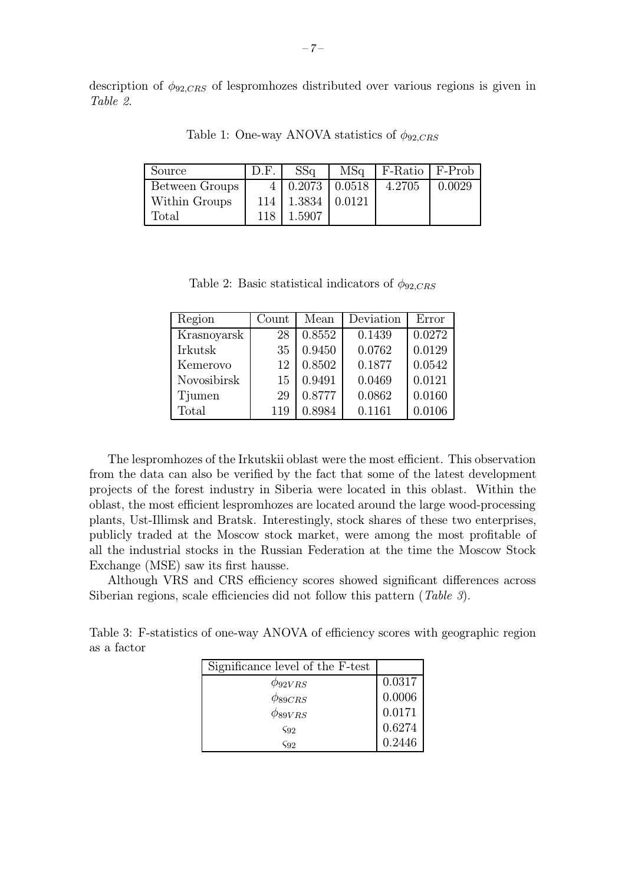description of $\phi_{92,CRS}$ of lespromhozes distributed over various regions is given in *Table 2*.

Table 1: One-way ANOVA statistics of $\phi_{92,CRS}$

| Source | D.F. | SSq | MSq | F-Ratio | F-Prob |
|---|---|---|---|---|---|
| Between Groups | 4 | 0.2073 | 0.0518 | 4.2705 | 0.0029 |
| Within Groups | 114 | 1.3834 | 0.0121 | | |
| Total | 118 | 1.5907 | | | |

Table 2: Basic statistical indicators of $\phi_{92,CRS}$

| Region | Count | Mean | Deviation | Error |
|---|---|---|---|---|
| Krasnoyarsk | 28 | 0.8552 | 0.1439 | 0.0272 |
| Irkutsk | 35 | 0.9450 | 0.0762 | 0.0129 |
| Kemerovo | 12 | 0.8502 | 0.1877 | 0.0542 |
| Novosibirsk | 15 | 0.9491 | 0.0469 | 0.0121 |
| Tjumen | 29 | 0.8777 | 0.0862 | 0.0160 |
| Total | 119 | 0.8984 | 0.1161 | 0.0106 |

The lespromhozes of the Irkutskii oblast were the most efficient. This observation from the data can also be verified by the fact that some of the latest development projects of the forest industry in Siberia were located in this oblast. Within the oblast, the most efficient lespromhozes are located around the large wood-processing plants, Ust-Illimsk and Bratsk. Interestingly, stock shares of these two enterprises, publicly traded at the Moscow stock market, were among the most profitable of all the industrial stocks in the Russian Federation at the time the Moscow Stock Exchange (MSE) saw its first hausse.

Although VRS and CRS efficiency scores showed significant differences across Siberian regions, scale efficiencies did not follow this pattern (*Table 3*).

Table 3: F-statistics of one-way ANOVA of efficiency scores with geographic region as a factor

| Significance level of the F-test | |
|---|---|
| $\phi_{92VRS}$ | 0.0317 |
| $\phi_{89CRS}$ | 0.0006 |
| $\phi_{89VRS}$ | 0.0171 |
| $\varsigma_{92}$ | 0.6274 |
| $\varsigma_{92}$ | 0.2446 |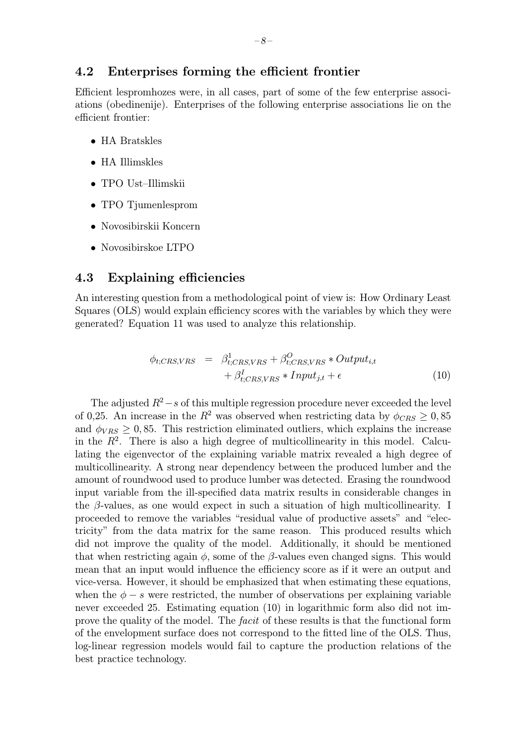## 4.2 Enterprises forming the efficient frontier

Efficient lespromhozes were, in all cases, part of some of the few enterprise associations (obedinenije). Enterprises of the following enterprise associations lie on the efficient frontier:

- HA Bratskles
- HA Illimskles
- TPO Ust–Illimskii
- TPO Tjumenlesprom
- Novosibirskii Koncern
- Novosibirskoe LTPO

## 4.3 Explaining efficiencies

An interesting question from a methodological point of view is: How Ordinary Least Squares (OLS) would explain efficiency scores with the variables by which they were generated? Equation 11 was used to analyze this relationship.

$$\begin{aligned} \phi_{t;CRS,VRS} &= \beta^{1}_{t;CRS,VRS} + \beta^{O}_{t;CRS,VRS} * Output_{i,t} \\ &\quad + \beta^{I}_{t;CRS,VRS} * Input_{j,t} + \epsilon \end{aligned} \tag{10}$$

The adjusted $R^2 - s$ of this multiple regression procedure never exceeded the level of 0,25. An increase in the $R^2$ was observed when restricting data by $\phi_{CRS} \geq 0,85$ and $\phi_{VRS} \geq 0,85$. This restriction eliminated outliers, which explains the increase in the $R^2$. There is also a high degree of multicollinearity in this model. Calculating the eigenvector of the explaining variable matrix revealed a high degree of multicollinearity. A strong near dependency between the produced lumber and the amount of roundwood used to produce lumber was detected. Erasing the roundwood input variable from the ill-specified data matrix results in considerable changes in the $\beta$-values, as one would expect in such a situation of high multicollinearity. I proceeded to remove the variables "residual value of productive assets" and "electricity" from the data matrix for the same reason. This produced results which did not improve the quality of the model. Additionally, it should be mentioned that when restricting again $\phi$, some of the $\beta$-values even changed signs. This would mean that an input would influence the efficiency score as if it were an output and vice-versa. However, it should be emphasized that when estimating these equations, when the $\phi - s$ were restricted, the number of observations per explaining variable never exceeded 25. Estimating equation (10) in logarithmic form also did not improve the quality of the model. The *facit* of these results is that the functional form of the envelopment surface does not correspond to the fitted line of the OLS. Thus, log-linear regression models would fail to capture the production relations of the best practice technology.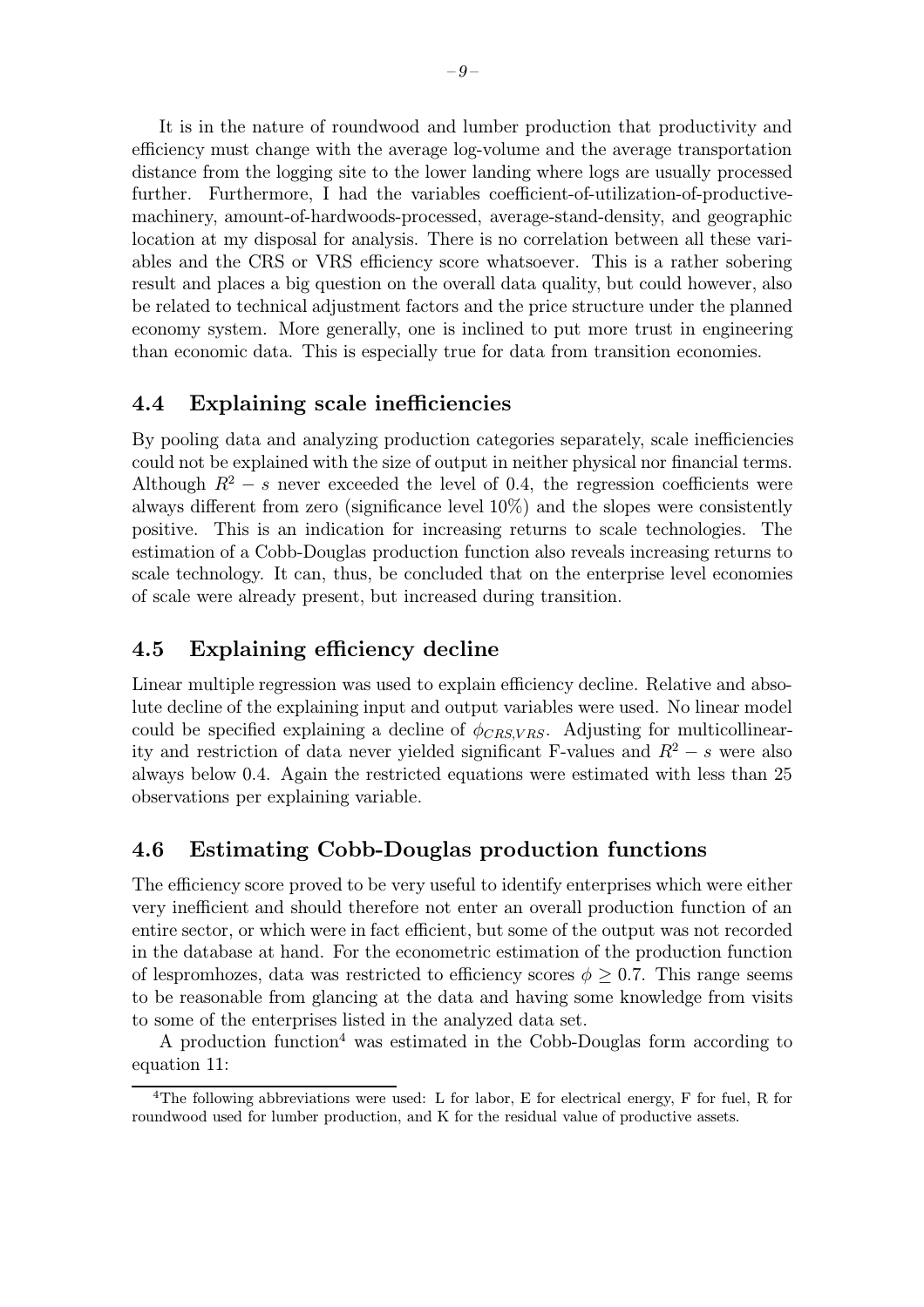It is in the nature of roundwood and lumber production that productivity and efficiency must change with the average log-volume and the average transportation distance from the logging site to the lower landing where logs are usually processed further. Furthermore, I had the variables coefficient-of-utilization-of-productive-machinery, amount-of-hardwoods-processed, average-stand-density, and geographic location at my disposal for analysis. There is no correlation between all these variables and the CRS or VRS efficiency score whatsoever. This is a rather sobering result and places a big question on the overall data quality, but could however, also be related to technical adjustment factors and the price structure under the planned economy system. More generally, one is inclined to put more trust in engineering than economic data. This is especially true for data from transition economies.

## 4.4 Explaining scale inefficiencies

By pooling data and analyzing production categories separately, scale inefficiencies could not be explained with the size of output in neither physical nor financial terms. Although $R^2 - s$ never exceeded the level of 0.4, the regression coefficients were always different from zero (significance level 10%) and the slopes were consistently positive. This is an indication for increasing returns to scale technologies. The estimation of a Cobb-Douglas production function also reveals increasing returns to scale technology. It can, thus, be concluded that on the enterprise level economies of scale were already present, but increased during transition.

## 4.5 Explaining efficiency decline

Linear multiple regression was used to explain efficiency decline. Relative and absolute decline of the explaining input and output variables were used. No linear model could be specified explaining a decline of $\phi_{CRS,VRS}$. Adjusting for multicollinearity and restriction of data never yielded significant F-values and $R^2 - s$ were also always below 0.4. Again the restricted equations were estimated with less than 25 observations per explaining variable.

## 4.6 Estimating Cobb-Douglas production functions

The efficiency score proved to be very useful to identify enterprises which were either very inefficient and should therefore not enter an overall production function of an entire sector, or which were in fact efficient, but some of the output was not recorded in the database at hand. For the econometric estimation of the production function of lespromhozes, data was restricted to efficiency scores $\phi \geq 0.7$. This range seems to be reasonable from glancing at the data and having some knowledge from visits to some of the enterprises listed in the analyzed data set.

A production function[4] was estimated in the Cobb-Douglas form according to equation 11:

[4] The following abbreviations were used: L for labor, E for electrical energy, F for fuel, R for roundwood used for lumber production, and K for the residual value of productive assets.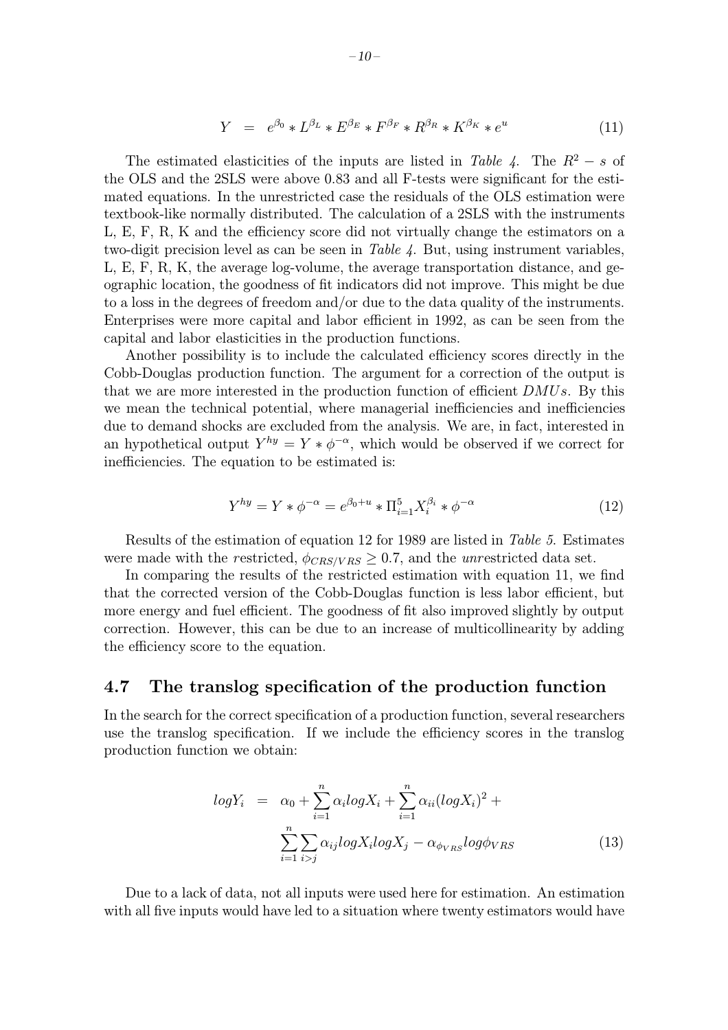$$Y = e^{\beta_0} * L^{\beta_L} * E^{\beta_E} * F^{\beta_F} * R^{\beta_R} * K^{\beta_K} * e^u \tag{11}$$

The estimated elasticities of the inputs are listed in *Table 4*. The $R^2 - s$ of the OLS and the 2SLS were above 0.83 and all F-tests were significant for the estimated equations. In the unrestricted case the residuals of the OLS estimation were textbook-like normally distributed. The calculation of a 2SLS with the instruments L, E, F, R, K and the efficiency score did not virtually change the estimators on a two-digit precision level as can be seen in *Table 4*. But, using instrument variables, L, E, F, R, K, the average log-volume, the average transportation distance, and geographic location, the goodness of fit indicators did not improve. This might be due to a loss in the degrees of freedom and/or due to the data quality of the instruments. Enterprises were more capital and labor efficient in 1992, as can be seen from the capital and labor elasticities in the production functions.

Another possibility is to include the calculated efficiency scores directly in the Cobb-Douglas production function. The argument for a correction of the output is that we are more interested in the production function of efficient $DMUs$. By this we mean the technical potential, where managerial inefficiencies and inefficiencies due to demand shocks are excluded from the analysis. We are, in fact, interested in an hypothetical output $Y^{hy} = Y * \phi^{-\alpha}$, which would be observed if we correct for inefficiencies. The equation to be estimated is:

$$Y^{hy} = Y * \phi^{-\alpha} = e^{\beta_0 + u} * \Pi_{i=1}^{5} X_i^{\beta_i} * \phi^{-\alpha} \tag{12}$$

Results of the estimation of equation 12 for 1989 are listed in *Table 5*. Estimates were made with the *r*estricted, $\phi_{CRS/VRS} \geq 0.7$, and the *un*restricted data set.

In comparing the results of the restricted estimation with equation 11, we find that the corrected version of the Cobb-Douglas function is less labor efficient, but more energy and fuel efficient. The goodness of fit also improved slightly by output correction. However, this can be due to an increase of multicollinearity by adding the efficiency score to the equation.

## 4.7 The translog specification of the production function

In the search for the correct specification of a production function, several researchers use the translog specification. If we include the efficiency scores in the translog production function we obtain:

$$\begin{aligned} logY_i &= \alpha_0 + \sum_{i=1}^{n} \alpha_i logX_i + \sum_{i=1}^{n} \alpha_{ii} (logX_i)^2 + \\ &\quad \sum_{i=1}^{n} \sum_{i>j} \alpha_{ij} logX_i logX_j - \alpha_{\phi_{VRS}} log\phi_{VRS} \end{aligned} \tag{13}$$

Due to a lack of data, not all inputs were used here for estimation. An estimation with all five inputs would have led to a situation where twenty estimators would have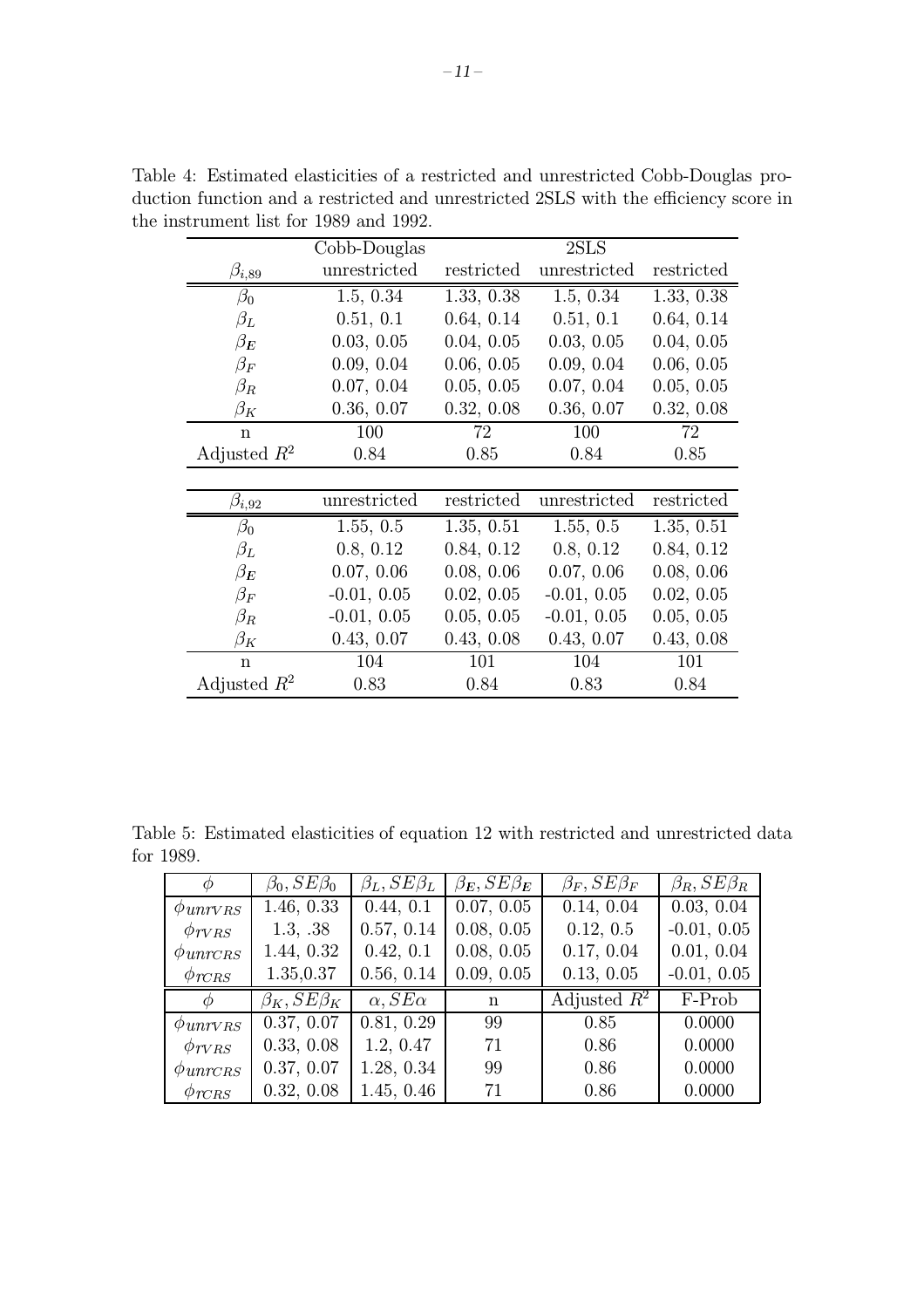Table 4: Estimated elasticities of a restricted and unrestricted Cobb-Douglas production function and a restricted and unrestricted 2SLS with the efficiency score in the instrument list for 1989 and 1992.

| | Cobb-Douglas | | 2SLS | |
|---|---|---|---|---|
| $\beta_{i,89}$ | unrestricted | restricted | unrestricted | restricted |
| $\beta_0$ | 1.5, 0.34 | 1.33, 0.38 | 1.5, 0.34 | 1.33, 0.38 |
| $\beta_L$ | 0.51, 0.1 | 0.64, 0.14 | 0.51, 0.1 | 0.64, 0.14 |
| $\beta_{\boldsymbol{E}}$ | 0.03, 0.05 | 0.04, 0.05 | 0.03, 0.05 | 0.04, 0.05 |
| $\beta_F$ | 0.09, 0.04 | 0.06, 0.05 | 0.09, 0.04 | 0.06, 0.05 |
| $\beta_R$ | 0.07, 0.04 | 0.05, 0.05 | 0.07, 0.04 | 0.05, 0.05 |
| $\beta_K$ | 0.36, 0.07 | 0.32, 0.08 | 0.36, 0.07 | 0.32, 0.08 |
| n | 100 | 72 | 100 | 72 |
| Adjusted $R^2$ | 0.84 | 0.85 | 0.84 | 0.85 |

| $\beta_{i,92}$ | unrestricted | restricted | unrestricted | restricted |
|---|---|---|---|---|
| $\beta_0$ | 1.55, 0.5 | 1.35, 0.51 | 1.55, 0.5 | 1.35, 0.51 |
| $\beta_L$ | 0.8, 0.12 | 0.84, 0.12 | 0.8, 0.12 | 0.84, 0.12 |
| $\beta_{\boldsymbol{E}}$ | 0.07, 0.06 | 0.08, 0.06 | 0.07, 0.06 | 0.08, 0.06 |
| $\beta_F$ | -0.01, 0.05 | 0.02, 0.05 | -0.01, 0.05 | 0.02, 0.05 |
| $\beta_R$ | -0.01, 0.05 | 0.05, 0.05 | -0.01, 0.05 | 0.05, 0.05 |
| $\beta_K$ | 0.43, 0.07 | 0.43, 0.08 | 0.43, 0.07 | 0.43, 0.08 |
| n | 104 | 101 | 104 | 101 |
| Adjusted $R^2$ | 0.83 | 0.84 | 0.83 | 0.84 |

Table 5: Estimated elasticities of equation 12 with restricted and unrestricted data for 1989.

| $\phi$ | $\beta_0, SE\beta_0$ | $\beta_L, SE\beta_L$ | $\beta_{\boldsymbol{E}}, SE\beta_{\boldsymbol{E}}$ | $\beta_F, SE\beta_F$ | $\beta_R, SE\beta_R$ |
|---|---|---|---|---|---|
| $\phi_{unrVRS}$ | 1.46, 0.33 | 0.44, 0.1 | 0.07, 0.05 | 0.14, 0.04 | 0.03, 0.04 |
| $\phi_{rVRS}$ | 1.3, .38 | 0.57, 0.14 | 0.08, 0.05 | 0.12, 0.5 | -0.01, 0.05 |
| $\phi_{unrCRS}$ | 1.44, 0.32 | 0.42, 0.1 | 0.08, 0.05 | 0.17, 0.04 | 0.01, 0.04 |
| $\phi_{rCRS}$ | 1.35,0.37 | 0.56, 0.14 | 0.09, 0.05 | 0.13, 0.05 | -0.01, 0.05 |
| $\phi$ | $\beta_K, SE\beta_K$ | $\alpha, SE\alpha$ | n | Adjusted $R^2$ | F-Prob |
| $\phi_{unrVRS}$ | 0.37, 0.07 | 0.81, 0.29 | 99 | 0.85 | 0.0000 |
| $\phi_{rVRS}$ | 0.33, 0.08 | 1.2, 0.47 | 71 | 0.86 | 0.0000 |
| $\phi_{unrCRS}$ | 0.37, 0.07 | 1.28, 0.34 | 99 | 0.86 | 0.0000 |
| $\phi_{rCRS}$ | 0.32, 0.08 | 1.45, 0.46 | 71 | 0.86 | 0.0000 |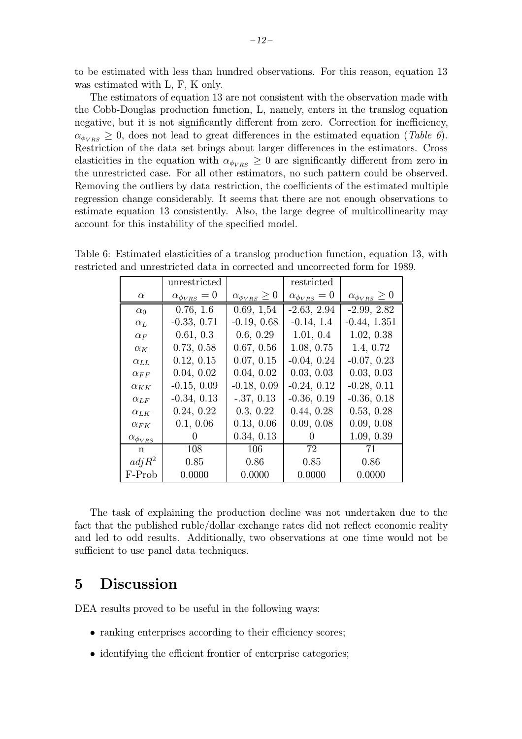to be estimated with less than hundred observations. For this reason, equation 13 was estimated with L, F, K only.

The estimators of equation 13 are not consistent with the observation made with the Cobb-Douglas production function, L, namely, enters in the translog equation negative, but it is not significantly different from zero. Correction for inefficiency, $\alpha_{\phi_{VRS}} \geq 0$, does not lead to great differences in the estimated equation (*Table 6*). Restriction of the data set brings about larger differences in the estimators. Cross elasticities in the equation with $\alpha_{\phi_{VRS}} \geq 0$ are significantly different from zero in the unrestricted case. For all other estimators, no such pattern could be observed. Removing the outliers by data restriction, the coefficients of the estimated multiple regression change considerably. It seems that there are not enough observations to estimate equation 13 consistently. Also, the large degree of multicollinearity may account for this instability of the specified model.

Table 6: Estimated elasticities of a translog production function, equation 13, with restricted and unrestricted data in corrected and uncorrected form for 1989.

| | unrestricted | | restricted | |
|---|---|---|---|---|
| $\alpha$ | $\alpha_{\phi_{VRS}} = 0$ | $\alpha_{\phi_{VRS}} \geq 0$ | $\alpha_{\phi_{VRS}} = 0$ | $\alpha_{\phi_{VRS}} \geq 0$ |
| $\alpha_0$ | 0.76, 1.6 | 0.69, 1,54 | -2.63, 2.94 | -2.99, 2.82 |
| $\alpha_L$ | -0.33, 0.71 | -0.19, 0.68 | -0.14, 1.4 | -0.44, 1.351 |
| $\alpha_F$ | 0.61, 0.3 | 0.6, 0.29 | 1.01, 0.4 | 1.02, 0.38 |
| $\alpha_K$ | 0.73, 0.58 | 0.67, 0.56 | 1.08, 0.75 | 1.4, 0.72 |
| $\alpha_{LL}$ | 0.12, 0.15 | 0.07, 0.15 | -0.04, 0.24 | -0.07, 0.23 |
| $\alpha_{FF}$ | 0.04, 0.02 | 0.04, 0.02 | 0.03, 0.03 | 0.03, 0.03 |
| $\alpha_{KK}$ | -0.15, 0.09 | -0.18, 0.09 | -0.24, 0.12 | -0.28, 0.11 |
| $\alpha_{LF}$ | -0.34, 0.13 | -.37, 0.13 | -0.36, 0.19 | -0.36, 0.18 |
| $\alpha_{LK}$ | 0.24, 0.22 | 0.3, 0.22 | 0.44, 0.28 | 0.53, 0.28 |
| $\alpha_{FK}$ | 0.1, 0.06 | 0.13, 0.06 | 0.09, 0.08 | 0.09, 0.08 |
| $\alpha_{\phi_{VRS}}$ | 0 | 0.34, 0.13 | 0 | 1.09, 0.39 |
| n | 108 | 106 | 72 | 71 |
| $adjR^2$ | 0.85 | 0.86 | 0.85 | 0.86 |
| F-Prob | 0.0000 | 0.0000 | 0.0000 | 0.0000 |

The task of explaining the production decline was not undertaken due to the fact that the published ruble/dollar exchange rates did not reflect economic reality and led to odd results. Additionally, two observations at one time would not be sufficient to use panel data techniques.

# 5 Discussion

DEA results proved to be useful in the following ways:

- ranking enterprises according to their efficiency scores;
- identifying the efficient frontier of enterprise categories;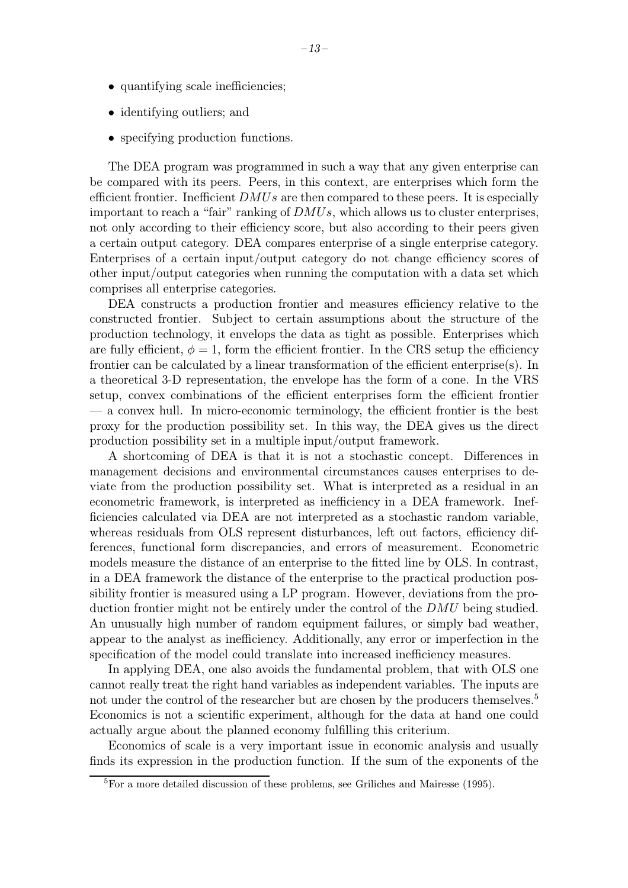- quantifying scale inefficiencies;
- identifying outliers; and
- specifying production functions.

The DEA program was programmed in such a way that any given enterprise can be compared with its peers. Peers, in this context, are enterprises which form the efficient frontier. Inefficient $DMUs$ are then compared to these peers. It is especially important to reach a "fair" ranking of $DMUs$, which allows us to cluster enterprises, not only according to their efficiency score, but also according to their peers given a certain output category. DEA compares enterprise of a single enterprise category. Enterprises of a certain input/output category do not change efficiency scores of other input/output categories when running the computation with a data set which comprises all enterprise categories.

DEA constructs a production frontier and measures efficiency relative to the constructed frontier. Subject to certain assumptions about the structure of the production technology, it envelops the data as tight as possible. Enterprises which are fully efficient, $\phi = 1$, form the efficient frontier. In the CRS setup the efficiency frontier can be calculated by a linear transformation of the efficient enterprise(s). In a theoretical 3-D representation, the envelope has the form of a cone. In the VRS setup, convex combinations of the efficient enterprises form the efficient frontier — a convex hull. In micro-economic terminology, the efficient frontier is the best proxy for the production possibility set. In this way, the DEA gives us the direct production possibility set in a multiple input/output framework.

A shortcoming of DEA is that it is not a stochastic concept. Differences in management decisions and environmental circumstances causes enterprises to deviate from the production possibility set. What is interpreted as a residual in an econometric framework, is interpreted as inefficiency in a DEA framework. Inefficiencies calculated via DEA are not interpreted as a stochastic random variable, whereas residuals from OLS represent disturbances, left out factors, efficiency differences, functional form discrepancies, and errors of measurement. Econometric models measure the distance of an enterprise to the fitted line by OLS. In contrast, in a DEA framework the distance of the enterprise to the practical production possibility frontier is measured using a LP program. However, deviations from the production frontier might not be entirely under the control of the $DMU$ being studied. An unusually high number of random equipment failures, or simply bad weather, appear to the analyst as inefficiency. Additionally, any error or imperfection in the specification of the model could translate into increased inefficiency measures.

In applying DEA, one also avoids the fundamental problem, that with OLS one cannot really treat the right hand variables as independent variables. The inputs are not under the control of the researcher but are chosen by the producers themselves.[5] Economics is not a scientific experiment, although for the data at hand one could actually argue about the planned economy fulfilling this criterium.

Economics of scale is a very important issue in economic analysis and usually finds its expression in the production function. If the sum of the exponents of the

[5] For a more detailed discussion of these problems, see Griliches and Mairesse (1995).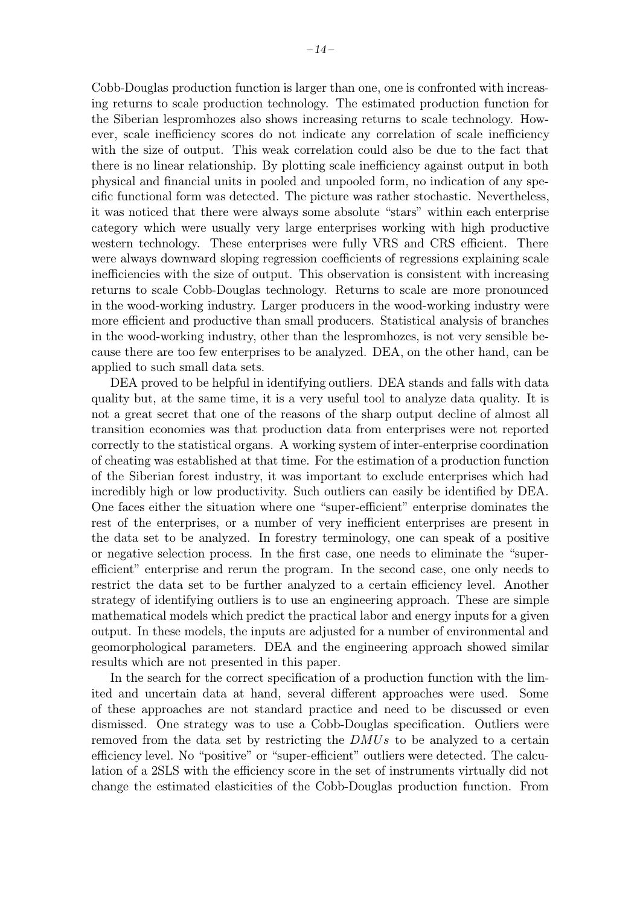Cobb-Douglas production function is larger than one, one is confronted with increasing returns to scale production technology. The estimated production function for the Siberian lespromhozes also shows increasing returns to scale technology. However, scale inefficiency scores do not indicate any correlation of scale inefficiency with the size of output. This weak correlation could also be due to the fact that there is no linear relationship. By plotting scale inefficiency against output in both physical and financial units in pooled and unpooled form, no indication of any specific functional form was detected. The picture was rather stochastic. Nevertheless, it was noticed that there were always some absolute "stars" within each enterprise category which were usually very large enterprises working with high productive western technology. These enterprises were fully VRS and CRS efficient. There were always downward sloping regression coefficients of regressions explaining scale inefficiencies with the size of output. This observation is consistent with increasing returns to scale Cobb-Douglas technology. Returns to scale are more pronounced in the wood-working industry. Larger producers in the wood-working industry were more efficient and productive than small producers. Statistical analysis of branches in the wood-working industry, other than the lespromhozes, is not very sensible because there are too few enterprises to be analyzed. DEA, on the other hand, can be applied to such small data sets.

DEA proved to be helpful in identifying outliers. DEA stands and falls with data quality but, at the same time, it is a very useful tool to analyze data quality. It is not a great secret that one of the reasons of the sharp output decline of almost all transition economies was that production data from enterprises were not reported correctly to the statistical organs. A working system of inter-enterprise coordination of cheating was established at that time. For the estimation of a production function of the Siberian forest industry, it was important to exclude enterprises which had incredibly high or low productivity. Such outliers can easily be identified by DEA. One faces either the situation where one "super-efficient" enterprise dominates the rest of the enterprises, or a number of very inefficient enterprises are present in the data set to be analyzed. In forestry terminology, one can speak of a positive or negative selection process. In the first case, one needs to eliminate the "super-efficient" enterprise and rerun the program. In the second case, one only needs to restrict the data set to be further analyzed to a certain efficiency level. Another strategy of identifying outliers is to use an engineering approach. These are simple mathematical models which predict the practical labor and energy inputs for a given output. In these models, the inputs are adjusted for a number of environmental and geomorphological parameters. DEA and the engineering approach showed similar results which are not presented in this paper.

In the search for the correct specification of a production function with the limited and uncertain data at hand, several different approaches were used. Some of these approaches are not standard practice and need to be discussed or even dismissed. One strategy was to use a Cobb-Douglas specification. Outliers were removed from the data set by restricting the *DMUs* to be analyzed to a certain efficiency level. No "positive" or "super-efficient" outliers were detected. The calculation of a 2SLS with the efficiency score in the set of instruments virtually did not change the estimated elasticities of the Cobb-Douglas production function. From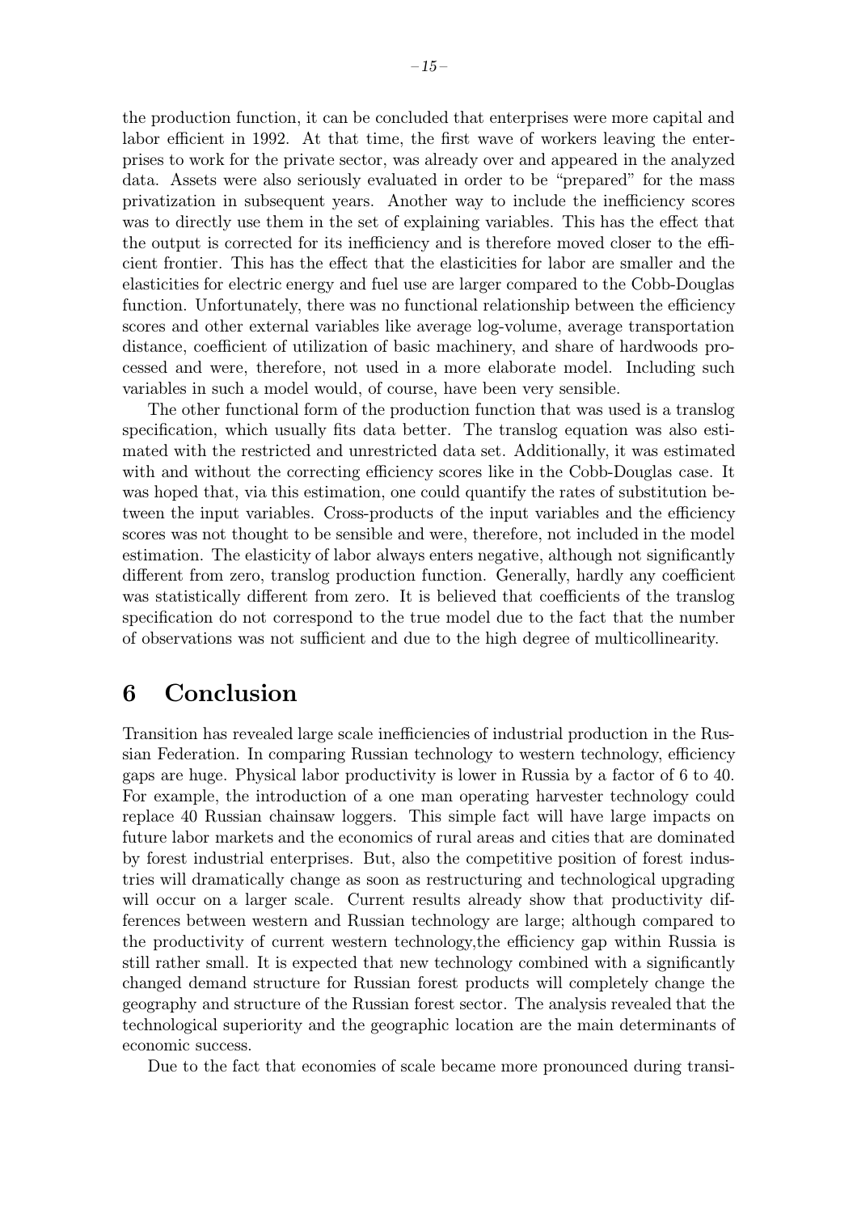the production function, it can be concluded that enterprises were more capital and labor efficient in 1992. At that time, the first wave of workers leaving the enterprises to work for the private sector, was already over and appeared in the analyzed data. Assets were also seriously evaluated in order to be "prepared" for the mass privatization in subsequent years. Another way to include the inefficiency scores was to directly use them in the set of explaining variables. This has the effect that the output is corrected for its inefficiency and is therefore moved closer to the efficient frontier. This has the effect that the elasticities for labor are smaller and the elasticities for electric energy and fuel use are larger compared to the Cobb-Douglas function. Unfortunately, there was no functional relationship between the efficiency scores and other external variables like average log-volume, average transportation distance, coefficient of utilization of basic machinery, and share of hardwoods processed and were, therefore, not used in a more elaborate model. Including such variables in such a model would, of course, have been very sensible.

The other functional form of the production function that was used is a translog specification, which usually fits data better. The translog equation was also estimated with the restricted and unrestricted data set. Additionally, it was estimated with and without the correcting efficiency scores like in the Cobb-Douglas case. It was hoped that, via this estimation, one could quantify the rates of substitution between the input variables. Cross-products of the input variables and the efficiency scores was not thought to be sensible and were, therefore, not included in the model estimation. The elasticity of labor always enters negative, although not significantly different from zero, translog production function. Generally, hardly any coefficient was statistically different from zero. It is believed that coefficients of the translog specification do not correspond to the true model due to the fact that the number of observations was not sufficient and due to the high degree of multicollinearity.

# 6 Conclusion

Transition has revealed large scale inefficiencies of industrial production in the Russian Federation. In comparing Russian technology to western technology, efficiency gaps are huge. Physical labor productivity is lower in Russia by a factor of 6 to 40. For example, the introduction of a one man operating harvester technology could replace 40 Russian chainsaw loggers. This simple fact will have large impacts on future labor markets and the economics of rural areas and cities that are dominated by forest industrial enterprises. But, also the competitive position of forest industries will dramatically change as soon as restructuring and technological upgrading will occur on a larger scale. Current results already show that productivity differences between western and Russian technology are large; although compared to the productivity of current western technology,the efficiency gap within Russia is still rather small. It is expected that new technology combined with a significantly changed demand structure for Russian forest products will completely change the geography and structure of the Russian forest sector. The analysis revealed that the technological superiority and the geographic location are the main determinants of economic success.

Due to the fact that economies of scale became more pronounced during transi-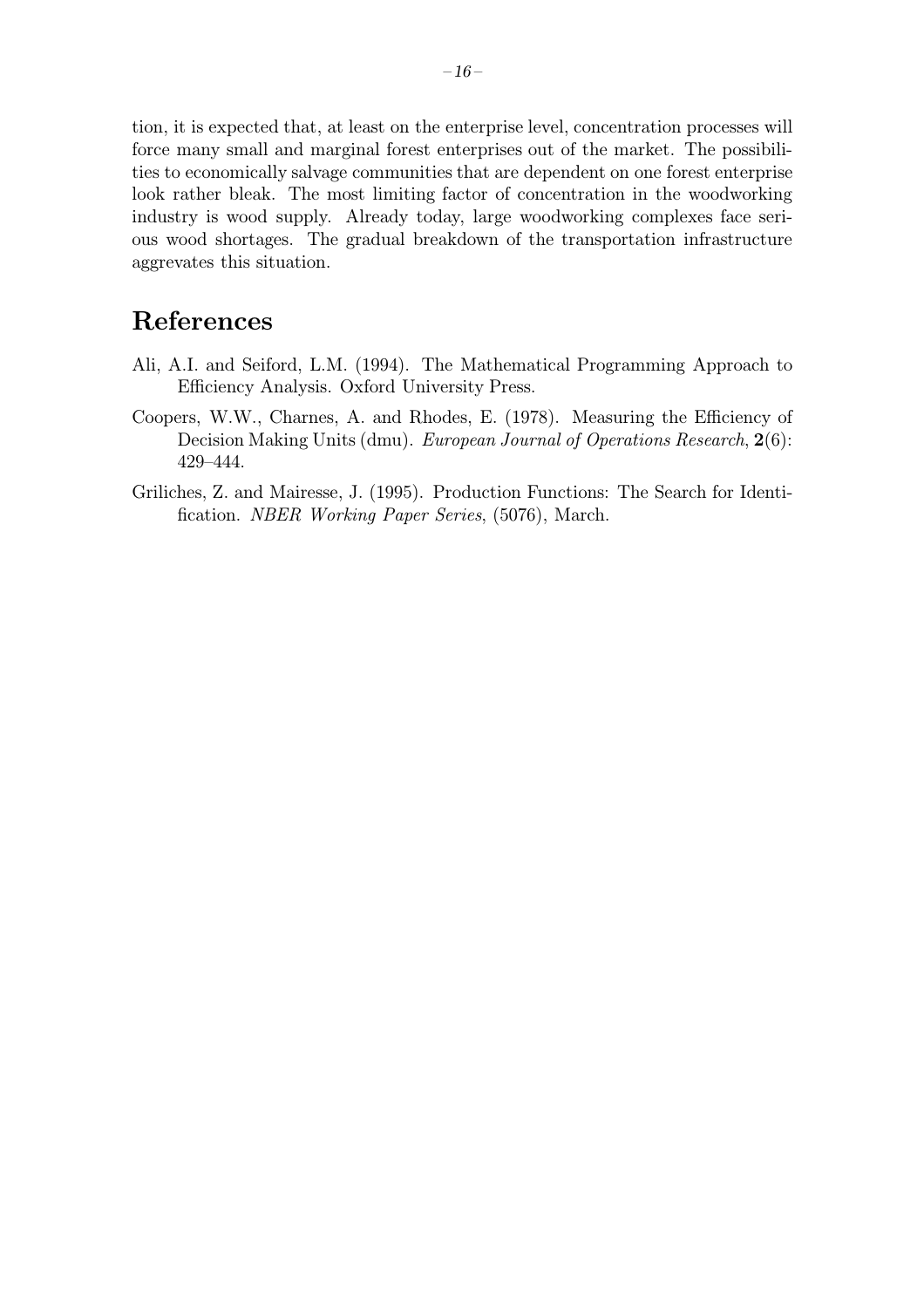tion, it is expected that, at least on the enterprise level, concentration processes will force many small and marginal forest enterprises out of the market. The possibilities to economically salvage communities that are dependent on one forest enterprise look rather bleak. The most limiting factor of concentration in the woodworking industry is wood supply. Already today, large woodworking complexes face serious wood shortages. The gradual breakdown of the transportation infrastructure aggrevates this situation.

# References

Ali, A.I. and Seiford, L.M. (1994). The Mathematical Programming Approach to Efficiency Analysis. Oxford University Press.

Coopers, W.W., Charnes, A. and Rhodes, E. (1978). Measuring the Efficiency of Decision Making Units (dmu). *European Journal of Operations Research*, **2**(6): 429–444.

Griliches, Z. and Mairesse, J. (1995). Production Functions: The Search for Identification. *NBER Working Paper Series*, (5076), March.